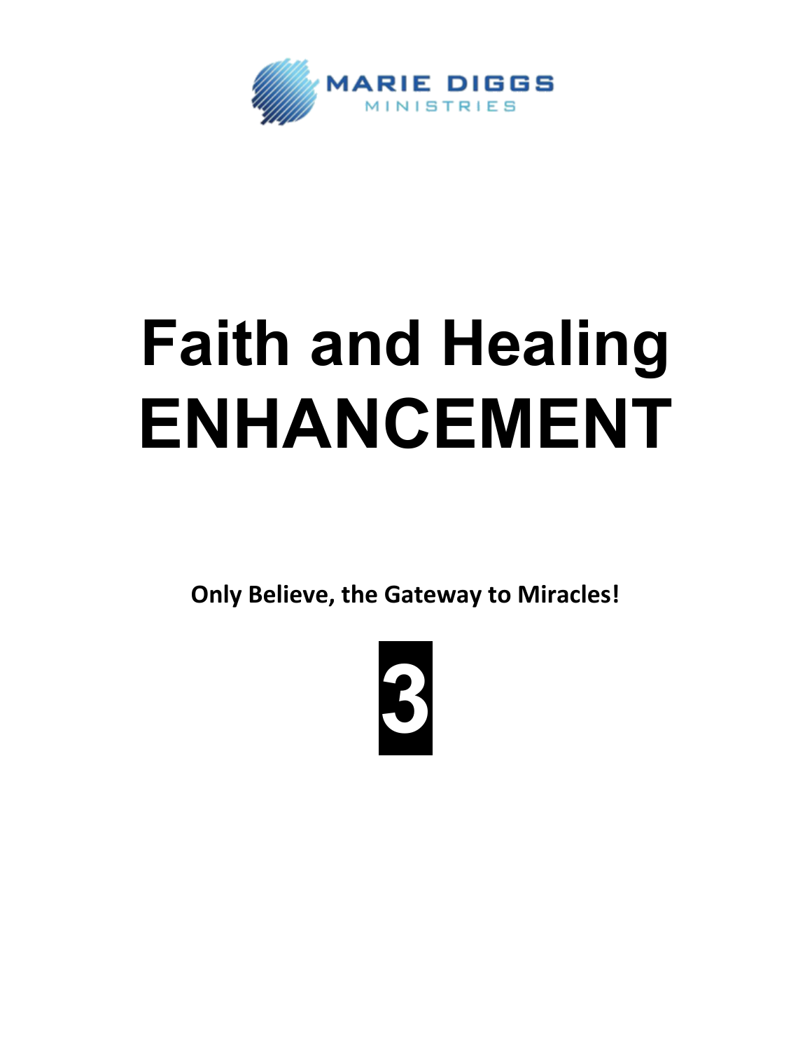MARIE DIGGS
MINISTRIES

# Faith and Healing ENHANCEMENT

**Only Believe, the Gateway to Miracles!**

**3**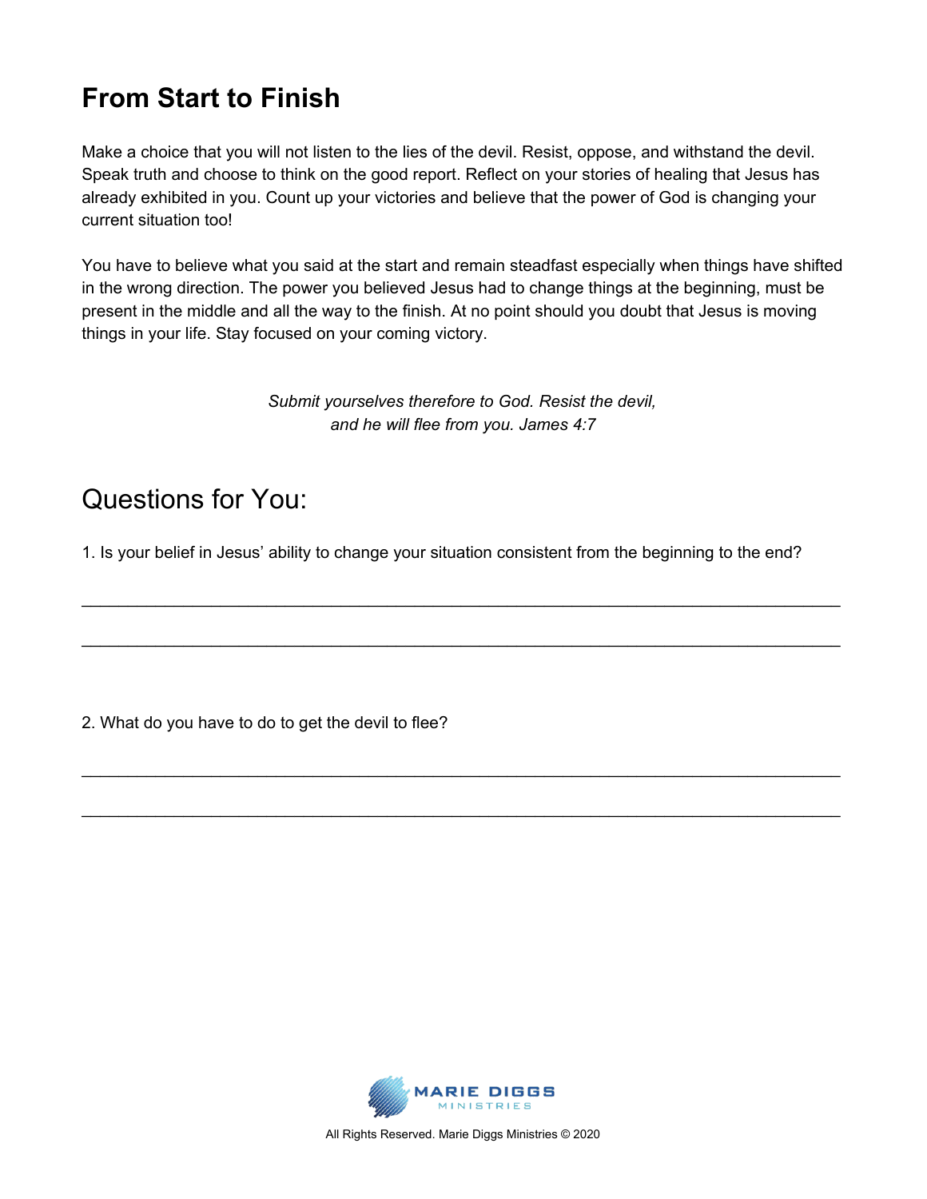## From Start to Finish

Make a choice that you will not listen to the lies of the devil. Resist, oppose, and withstand the devil. Speak truth and choose to think on the good report. Reflect on your stories of healing that Jesus has already exhibited in you. Count up your victories and believe that the power of God is changing your current situation too!

You have to believe what you said at the start and remain steadfast especially when things have shifted in the wrong direction. The power you believed Jesus had to change things at the beginning, must be present in the middle and all the way to the finish. At no point should you doubt that Jesus is moving things in your life. Stay focused on your coming victory.

*Submit yourselves therefore to God. Resist the devil, and he will flee from you. James 4:7*

## Questions for You:

1. Is your belief in Jesus' ability to change your situation consistent from the beginning to the end?

_______________________________________________________________________________

_______________________________________________________________________________

2. What do you have to do to get the devil to flee?

_______________________________________________________________________________

_______________________________________________________________________________

MARIE DIGGS MINISTRIES

All Rights Reserved. Marie Diggs Ministries © 2020